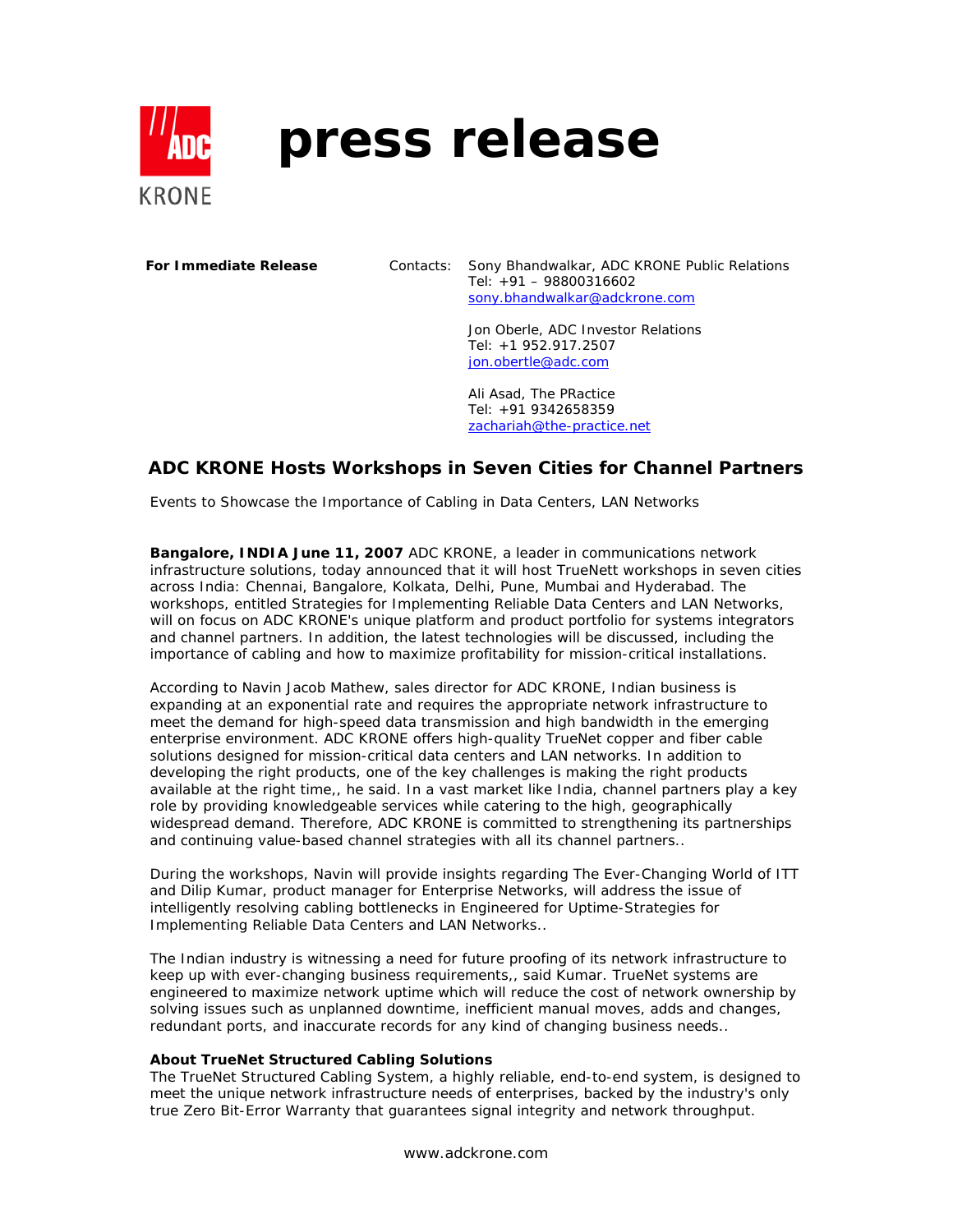# press release

**For Immediate Release**

Contacts: Sony Bhandwalkar, ADC KRONE Public Relations
Tel: +91 – 98800316602
sony.bhandwalkar@adckrone.com

Jon Oberle, ADC Investor Relations
Tel: +1 952.917.2507
jon.obertle@adc.com

Ali Asad, The PRactice
Tel: +91 9342658359
zachariah@the-practice.net

## ADC KRONE Hosts Workshops in Seven Cities for Channel Partners

Events to Showcase the Importance of Cabling in Data Centers, LAN Networks

**Bangalore, INDIA June 11, 2007** ADC KRONE, a leader in communications network infrastructure solutions, today announced that it will host TrueNett workshops in seven cities across India: Chennai, Bangalore, Kolkata, Delhi, Pune, Mumbai and Hyderabad. The workshops, entitled Strategies for Implementing Reliable Data Centers and LAN Networks, will on focus on ADC KRONE's unique platform and product portfolio for systems integrators and channel partners. In addition, the latest technologies will be discussed, including the importance of cabling and how to maximize profitability for mission-critical installations.

According to Navin Jacob Mathew, sales director for ADC KRONE, Indian business is expanding at an exponential rate and requires the appropriate network infrastructure to meet the demand for high-speed data transmission and high bandwidth in the emerging enterprise environment. ADC KRONE offers high-quality TrueNet copper and fiber cable solutions designed for mission-critical data centers and LAN networks. In addition to developing the right products, one of the key challenges is making the right products available at the right time,, he said. In a vast market like India, channel partners play a key role by providing knowledgeable services while catering to the high, geographically widespread demand. Therefore, ADC KRONE is committed to strengthening its partnerships and continuing value-based channel strategies with all its channel partners..

During the workshops, Navin will provide insights regarding The Ever-Changing World of ITT and Dilip Kumar, product manager for Enterprise Networks, will address the issue of intelligently resolving cabling bottlenecks in Engineered for Uptime-Strategies for Implementing Reliable Data Centers and LAN Networks..

The Indian industry is witnessing a need for future proofing of its network infrastructure to keep up with ever-changing business requirements,, said Kumar. TrueNet systems are engineered to maximize network uptime which will reduce the cost of network ownership by solving issues such as unplanned downtime, inefficient manual moves, adds and changes, redundant ports, and inaccurate records for any kind of changing business needs..

**About TrueNet Structured Cabling Solutions**
The TrueNet Structured Cabling System, a highly reliable, end-to-end system, is designed to meet the unique network infrastructure needs of enterprises, backed by the industry's only true Zero Bit-Error Warranty that guarantees signal integrity and network throughput.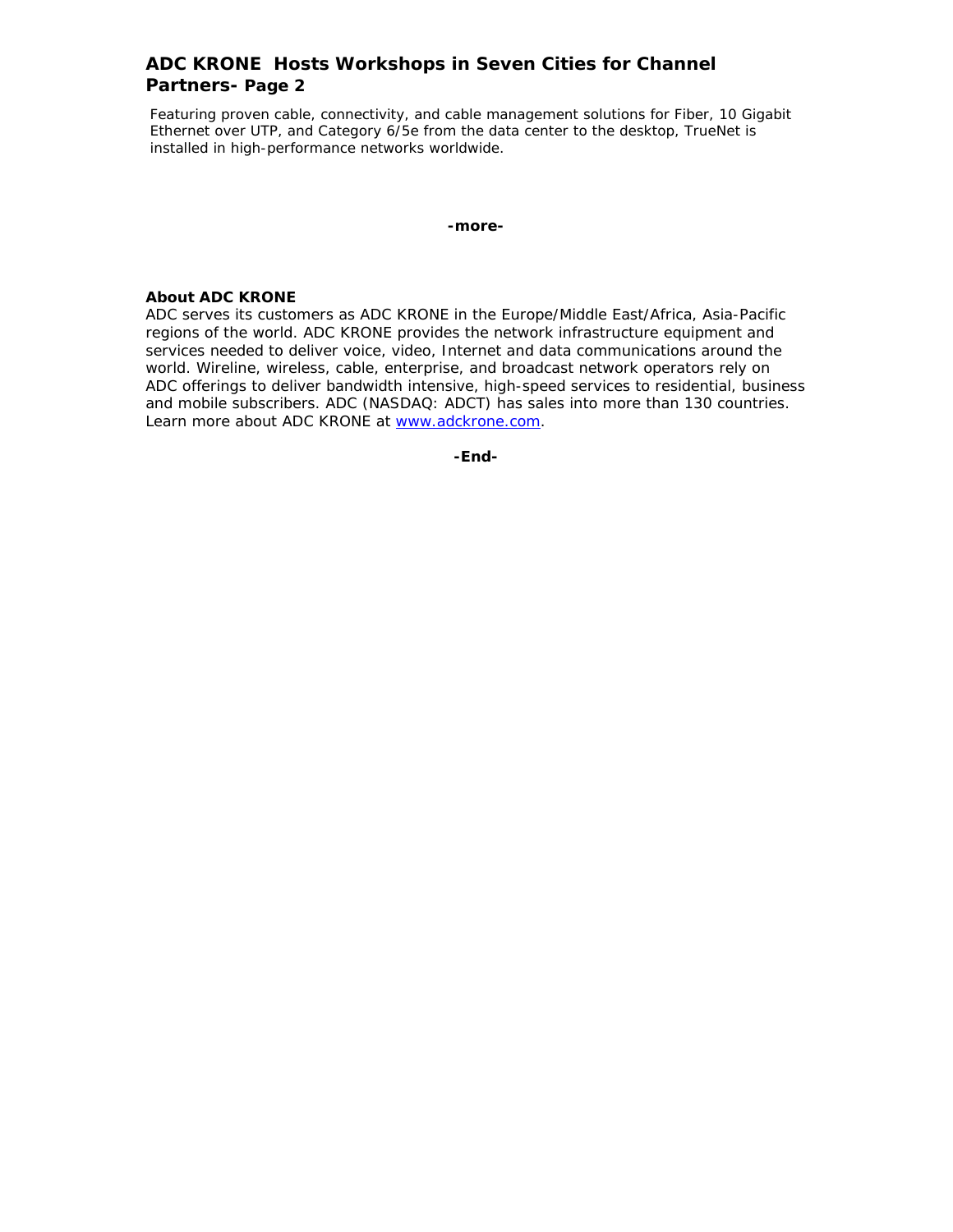## ADC KRONE Hosts Workshops in Seven Cities for Channel Partners- Page 2

Featuring proven cable, connectivity, and cable management solutions for Fiber, 10 Gigabit Ethernet over UTP, and Category 6/5e from the data center to the desktop, TrueNet is installed in high-performance networks worldwide.

**-more-**

**About ADC KRONE**

ADC serves its customers as ADC KRONE in the Europe/Middle East/Africa, Asia-Pacific regions of the world. ADC KRONE provides the network infrastructure equipment and services needed to deliver voice, video, Internet and data communications around the world. Wireline, wireless, cable, enterprise, and broadcast network operators rely on ADC offerings to deliver bandwidth intensive, high-speed services to residential, business and mobile subscribers. ADC (NASDAQ: ADCT) has sales into more than 130 countries. Learn more about ADC KRONE at www.adckrone.com.

**-End-**